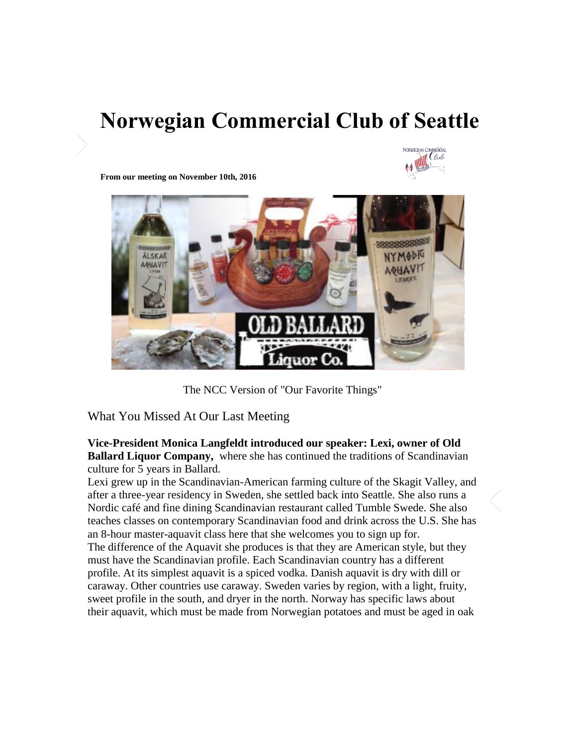# Norwegian Commercial Club of Seattle

**From our meeting on November 10th, 2016**

The NCC Version of "Our Favorite Things"

## What You Missed At Our Last Meeting

**Vice-President Monica Langfeldt introduced our speaker: Lexi, owner of Old Ballard Liquor Company,** where she has continued the traditions of Scandinavian culture for 5 years in Ballard.

Lexi grew up in the Scandinavian-American farming culture of the Skagit Valley, and after a three-year residency in Sweden, she settled back into Seattle. She also runs a Nordic café and fine dining Scandinavian restaurant called Tumble Swede. She also teaches classes on contemporary Scandinavian food and drink across the U.S. She has an 8-hour master-aquavit class here that she welcomes you to sign up for.

The difference of the Aquavit she produces is that they are American style, but they must have the Scandinavian profile. Each Scandinavian country has a different profile. At its simplest aquavit is a spiced vodka. Danish aquavit is dry with dill or caraway. Other countries use caraway. Sweden varies by region, with a light, fruity, sweet profile in the south, and dryer in the north. Norway has specific laws about their aquavit, which must be made from Norwegian potatoes and must be aged in oak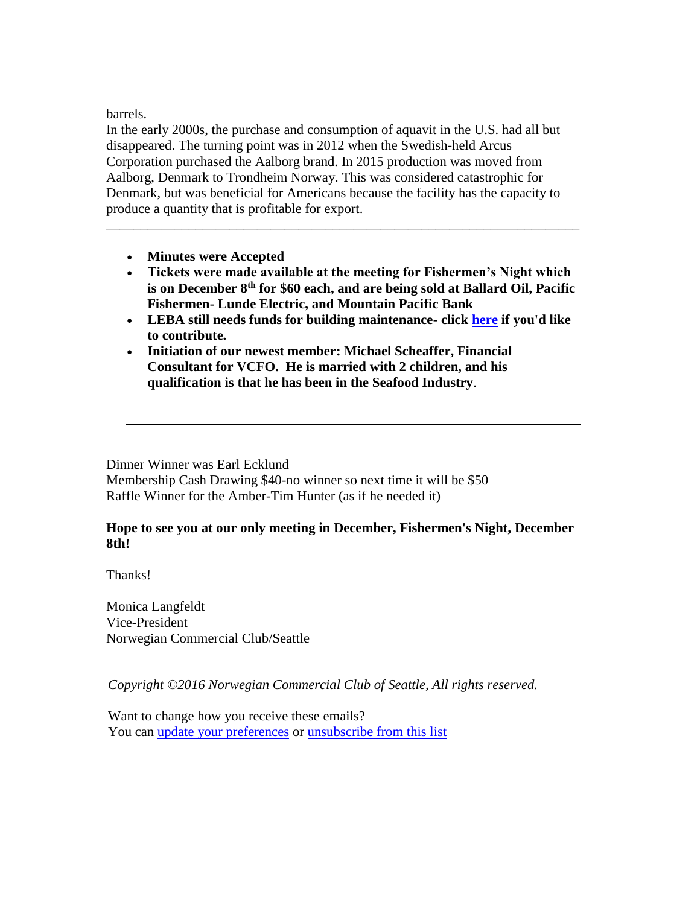barrels.
In the early 2000s, the purchase and consumption of aquavit in the U.S. had all but disappeared. The turning point was in 2012 when the Swedish-held Arcus Corporation purchased the Aalborg brand. In 2015 production was moved from Aalborg, Denmark to Trondheim Norway. This was considered catastrophic for Denmark, but was beneficial for Americans because the facility has the capacity to produce a quantity that is profitable for export.

---

- **Minutes were Accepted**
- **Tickets were made available at the meeting for Fishermen's Night which is on December 8th for $60 each, and are being sold at Ballard Oil, Pacific Fishermen- Lunde Electric, and Mountain Pacific Bank**
- **LEBA still needs funds for building maintenance- click here if you'd like to contribute.**
- **Initiation of our newest member: Michael Scheaffer, Financial Consultant for VCFO. He is married with 2 children, and his qualification is that he has been in the Seafood Industry**.

---

Dinner Winner was Earl Ecklund
Membership Cash Drawing $40-no winner so next time it will be $50
Raffle Winner for the Amber-Tim Hunter (as if he needed it)

**Hope to see you at our only meeting in December, Fishermen's Night, December 8th!**

Thanks!

Monica Langfeldt
Vice-President
Norwegian Commercial Club/Seattle

*Copyright ©2016 Norwegian Commercial Club of Seattle, All rights reserved.*

Want to change how you receive these emails?
You can update your preferences or unsubscribe from this list